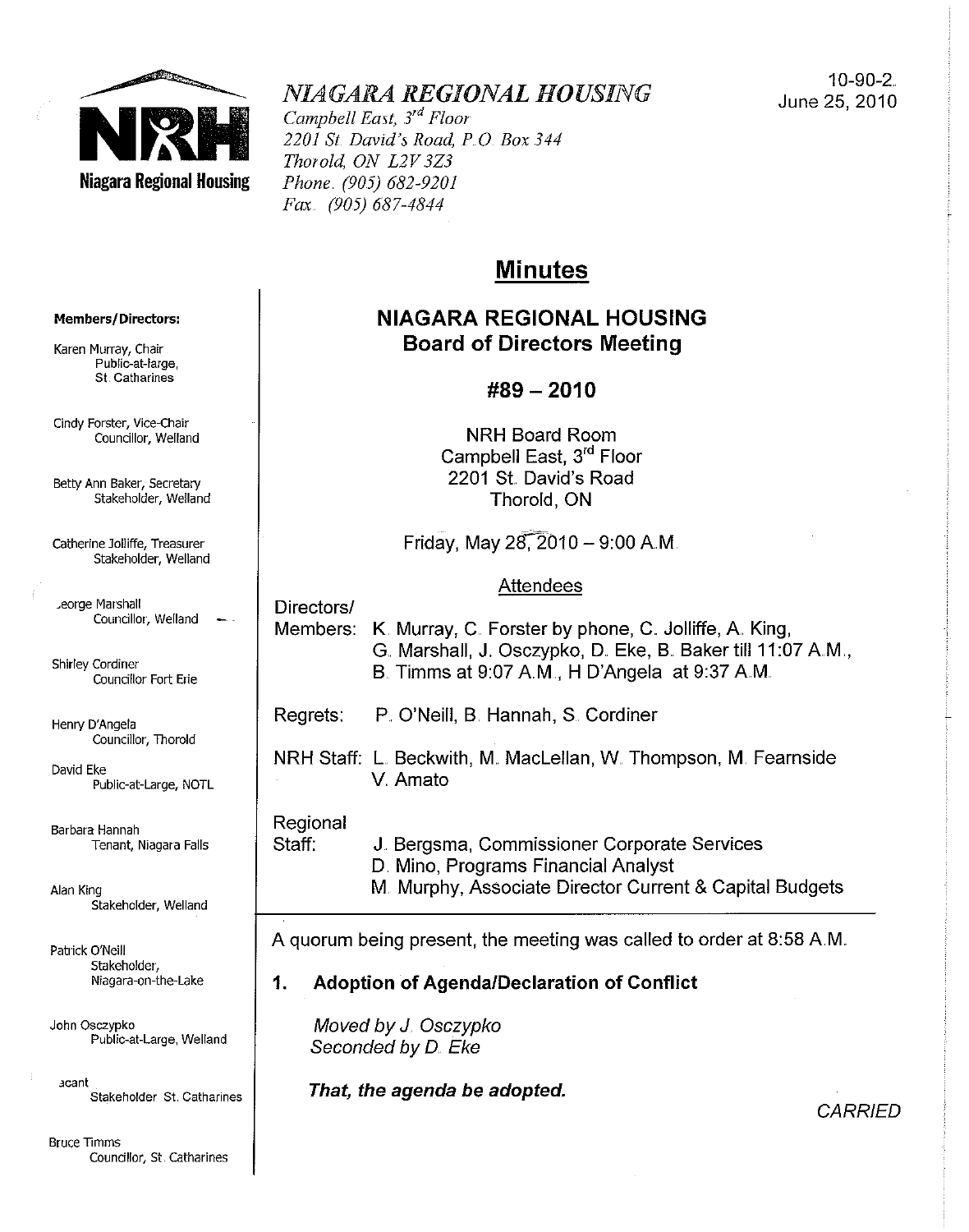**Niagara Regional Housing**

# *NIAGARA REGIONAL HOUSING*

*Campbell East, 3rd Floor*
*2201 St. David's Road, P.O. Box 344*
*Thorold, ON L2V 3Z3*
*Phone. (905) 682-9201*
*Fax. (905) 687-4844*

10-90-2.
June 25, 2010

## Minutes

**Members/Directors:**

Karen Murray, Chair
Public-at-large, St. Catharines

Cindy Forster, Vice-Chair
Councillor, Welland

Betty Ann Baker, Secretary
Stakeholder, Welland

Catherine Jolliffe, Treasurer
Stakeholder, Welland

George Marshall
Councillor, Welland

Shirley Cordiner
Councillor Fort Erie

Henry D'Angela
Councillor, Thorold

David Eke
Public-at-Large, NOTL

Barbara Hannah
Tenant, Niagara Falls

Alan King
Stakeholder, Welland

Patrick O'Neill
Stakeholder, Niagara-on-the-Lake

John Osczypko
Public-at-Large, Welland

Vacant
Stakeholder St. Catharines

Bruce Timms
Councillor, St. Catharines

### NIAGARA REGIONAL HOUSING
### Board of Directors Meeting

### #89 – 2010

NRH Board Room
Campbell East, 3rd Floor
2201 St. David's Road
Thorold, ON

Friday, May 28, 2010 – 9:00 A.M.

Attendees

Directors/Members: K. Murray, C. Forster by phone, C. Jolliffe, A. King, G. Marshall, J. Osczypko, D. Eke, B. Baker till 11:07 A.M., B. Timms at 9:07 A.M., H D'Angela at 9:37 A.M.

Regrets: P. O'Neill, B. Hannah, S. Cordiner

NRH Staff: L. Beckwith, M. MacLellan, W. Thompson, M. Fearnside V. Amato

Regional Staff: J. Bergsma, Commissioner Corporate Services
D. Mino, Programs Financial Analyst
M. Murphy, Associate Director Current & Capital Budgets

A quorum being present, the meeting was called to order at 8:58 A.M.

**1. Adoption of Agenda/Declaration of Conflict**

*Moved by J. Osczypko*
*Seconded by D. Eke*

***That, the agenda be adopted.***

*CARRIED*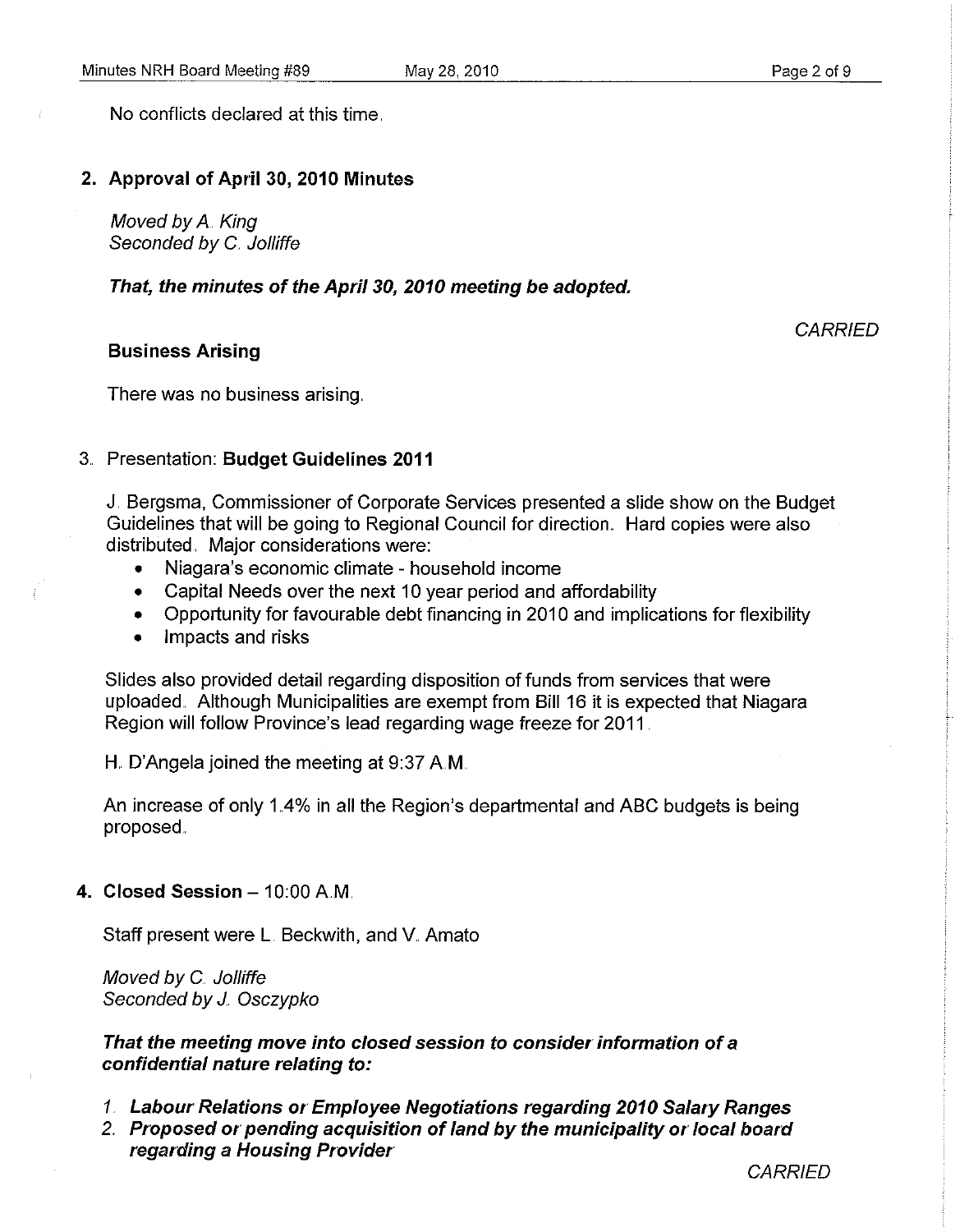No conflicts declared at this time.

## 2. Approval of April 30, 2010 Minutes

*Moved by A. King*
*Seconded by C. Jolliffe*

***That, the minutes of the April 30, 2010 meeting be adopted.***

*CARRIED*

### Business Arising

There was no business arising.

## 3. Presentation: **Budget Guidelines 2011**

J. Bergsma, Commissioner of Corporate Services presented a slide show on the Budget Guidelines that will be going to Regional Council for direction. Hard copies were also distributed. Major considerations were:

- Niagara's economic climate - household income
- Capital Needs over the next 10 year period and affordability
- Opportunity for favourable debt financing in 2010 and implications for flexibility
- Impacts and risks

Slides also provided detail regarding disposition of funds from services that were uploaded. Although Municipalities are exempt from Bill 16 it is expected that Niagara Region will follow Province's lead regarding wage freeze for 2011.

H. D'Angela joined the meeting at 9:37 A.M.

An increase of only 1.4% in all the Region's departmental and ABC budgets is being proposed.

## 4. Closed Session – 10:00 A.M.

Staff present were L. Beckwith, and V. Amato

*Moved by C. Jolliffe*
*Seconded by J. Osczypko*

***That the meeting move into closed session to consider information of a confidential nature relating to:***

1. ***Labour Relations or Employee Negotiations regarding 2010 Salary Ranges***
2. ***Proposed or pending acquisition of land by the municipality or local board regarding a Housing Provider***

*CARRIED*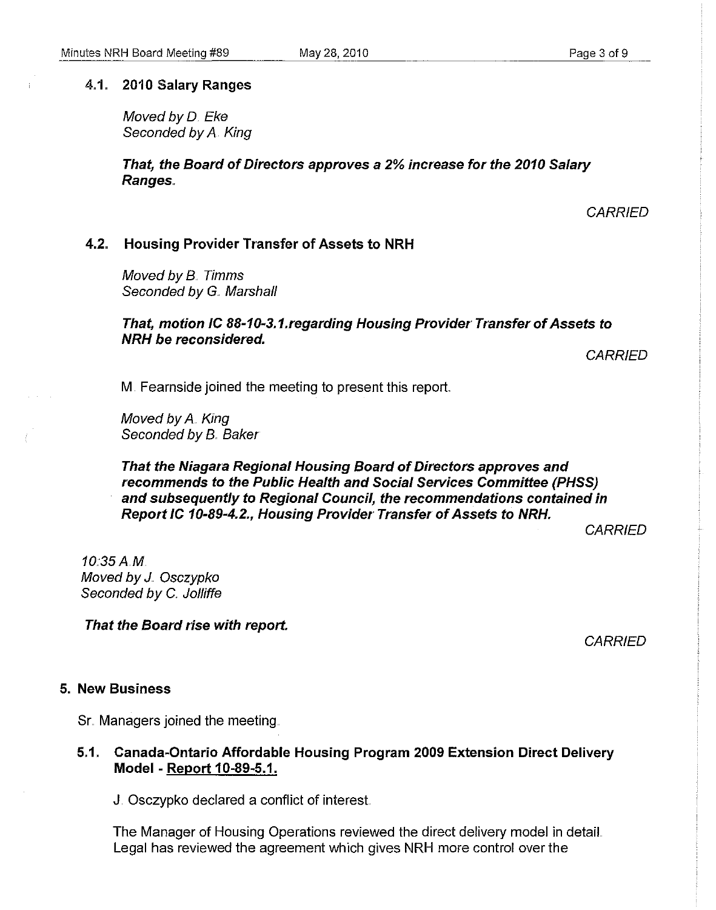### 4.1. 2010 Salary Ranges

*Moved by D. Eke*
*Seconded by A. King*

***That, the Board of Directors approves a 2% increase for the 2010 Salary Ranges.***

*CARRIED*

### 4.2. Housing Provider Transfer of Assets to NRH

*Moved by B. Timms*
*Seconded by G. Marshall*

***That, motion IC 88-10-3.1.regarding Housing Provider Transfer of Assets to NRH be reconsidered.***

*CARRIED*

M. Fearnside joined the meeting to present this report.

*Moved by A. King*
*Seconded by B. Baker*

***That the Niagara Regional Housing Board of Directors approves and recommends to the Public Health and Social Services Committee (PHSS) and subsequently to Regional Council, the recommendations contained in Report IC 10-89-4.2., Housing Provider Transfer of Assets to NRH.***

*CARRIED*

*10:35 A.M.*
*Moved by J. Osczypko*
*Seconded by C. Jolliffe*

***That the Board rise with report.***

*CARRIED*

## 5. New Business

Sr. Managers joined the meeting.

### 5.1. Canada-Ontario Affordable Housing Program 2009 Extension Direct Delivery Model - Report 10-89-5.1.

J. Osczypko declared a conflict of interest.

The Manager of Housing Operations reviewed the direct delivery model in detail. Legal has reviewed the agreement which gives NRH more control over the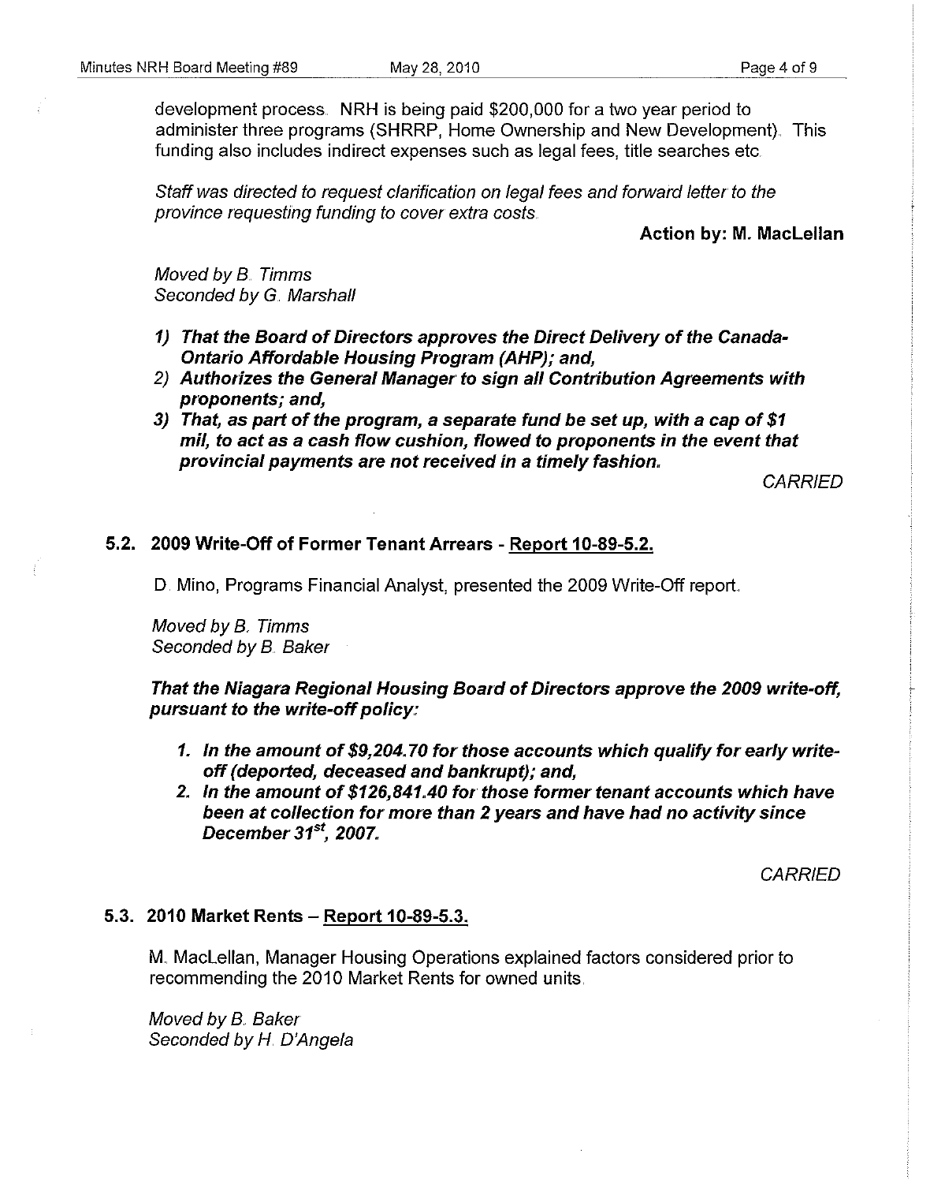development process. NRH is being paid $200,000 for a two year period to administer three programs (SHRRP, Home Ownership and New Development). This funding also includes indirect expenses such as legal fees, title searches etc.

*Staff was directed to request clarification on legal fees and forward letter to the province requesting funding to cover extra costs.*

**Action by: M. MacLellan**

*Moved by B. Timms*
*Seconded by G. Marshall*

1) ***That the Board of Directors approves the Direct Delivery of the Canada-Ontario Affordable Housing Program (AHP); and,***
2) ***Authorizes the General Manager to sign all Contribution Agreements with proponents; and,***
3) ***That, as part of the program, a separate fund be set up, with a cap of $1 mil, to act as a cash flow cushion, flowed to proponents in the event that provincial payments are not received in a timely fashion.***

*CARRIED*

### 5.2. 2009 Write-Off of Former Tenant Arrears - Report 10-89-5.2.

D. Mino, Programs Financial Analyst, presented the 2009 Write-Off report.

*Moved by B. Timms*
*Seconded by B. Baker*

***That the Niagara Regional Housing Board of Directors approve the 2009 write-off, pursuant to the write-off policy:***

1. ***In the amount of $9,204.70 for those accounts which qualify for early write-off (deported, deceased and bankrupt); and,***
2. ***In the amount of $126,841.40 for those former tenant accounts which have been at collection for more than 2 years and have had no activity since December 31st, 2007.***

*CARRIED*

### 5.3. 2010 Market Rents – Report 10-89-5.3.

M. MacLellan, Manager Housing Operations explained factors considered prior to recommending the 2010 Market Rents for owned units.

*Moved by B. Baker*
*Seconded by H. D'Angela*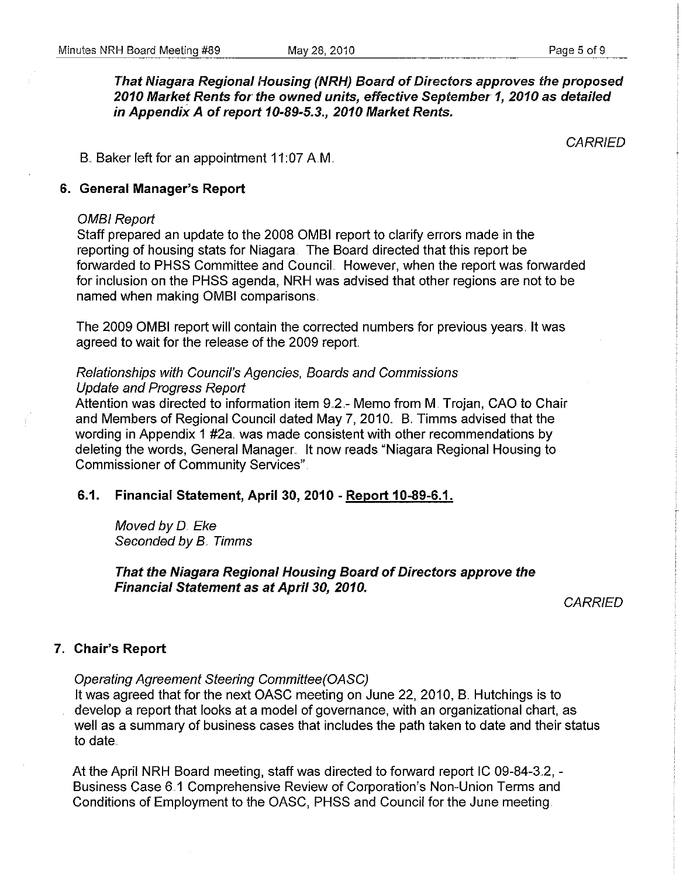***That Niagara Regional Housing (NRH) Board of Directors approves the proposed 2010 Market Rents for the owned units, effective September 1, 2010 as detailed in Appendix A of report 10-89-5.3., 2010 Market Rents.***

*CARRIED*

B. Baker left for an appointment 11:07 A.M.

## 6. General Manager's Report

*OMBI Report*

Staff prepared an update to the 2008 OMBI report to clarify errors made in the reporting of housing stats for Niagara. The Board directed that this report be forwarded to PHSS Committee and Council. However, when the report was forwarded for inclusion on the PHSS agenda, NRH was advised that other regions are not to be named when making OMBI comparisons.

The 2009 OMBI report will contain the corrected numbers for previous years. It was agreed to wait for the release of the 2009 report.

*Relationships with Council's Agencies, Boards and Commissions*
*Update and Progress Report*

Attention was directed to information item 9.2.- Memo from M. Trojan, CAO to Chair and Members of Regional Council dated May 7, 2010. B. Timms advised that the wording in Appendix 1 #2a. was made consistent with other recommendations by deleting the words, General Manager. It now reads "Niagara Regional Housing to Commissioner of Community Services".

### 6.1. Financial Statement, April 30, 2010 - Report 10-89-6.1.

*Moved by D. Eke*
*Seconded by B. Timms*

***That the Niagara Regional Housing Board of Directors approve the Financial Statement as at April 30, 2010.***

*CARRIED*

## 7. Chair's Report

*Operating Agreement Steering Committee(OASC)*

It was agreed that for the next OASC meeting on June 22, 2010, B. Hutchings is to develop a report that looks at a model of governance, with an organizational chart, as well as a summary of business cases that includes the path taken to date and their status to date.

At the April NRH Board meeting, staff was directed to forward report IC 09-84-3.2, - Business Case 6.1 Comprehensive Review of Corporation's Non-Union Terms and Conditions of Employment to the OASC, PHSS and Council for the June meeting.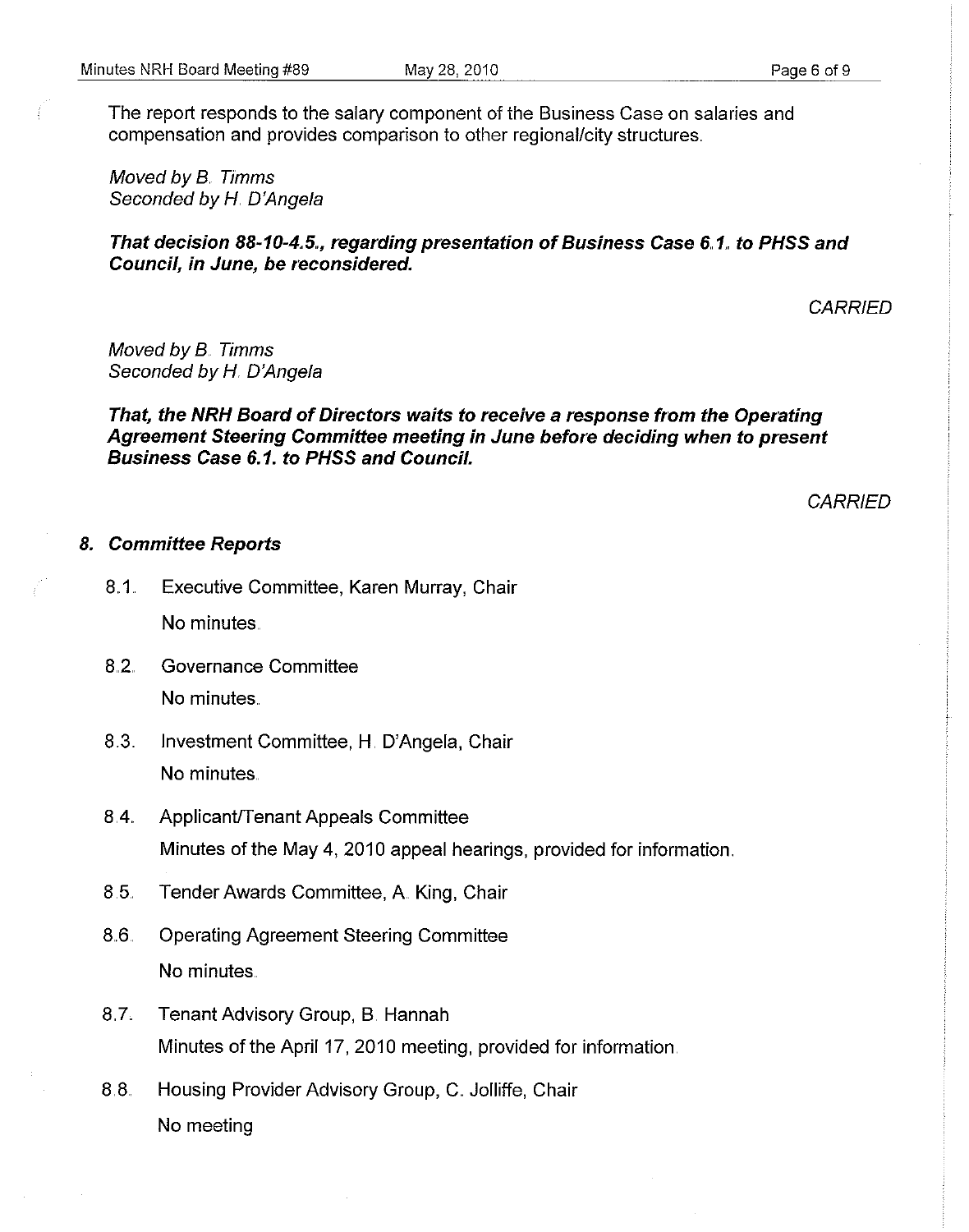The report responds to the salary component of the Business Case on salaries and compensation and provides comparison to other regional/city structures.

*Moved by B. Timms*
*Seconded by H. D'Angela*

***That decision 88-10-4.5., regarding presentation of Business Case 6.1. to PHSS and Council, in June, be reconsidered.***

*CARRIED*

*Moved by B. Timms*
*Seconded by H. D'Angela*

***That, the NRH Board of Directors waits to receive a response from the Operating Agreement Steering Committee meeting in June before deciding when to present Business Case 6.1. to PHSS and Council.***

*CARRIED*

### *8. Committee Reports*

8.1. Executive Committee, Karen Murray, Chair

No minutes.

8.2. Governance Committee

No minutes.

8.3. Investment Committee, H. D'Angela, Chair

No minutes.

8.4. Applicant/Tenant Appeals Committee

Minutes of the May 4, 2010 appeal hearings, provided for information.

8.5. Tender Awards Committee, A. King, Chair

8.6. Operating Agreement Steering Committee

No minutes.

8.7. Tenant Advisory Group, B. Hannah

Minutes of the April 17, 2010 meeting, provided for information.

8.8. Housing Provider Advisory Group, C. Jolliffe, Chair

No meeting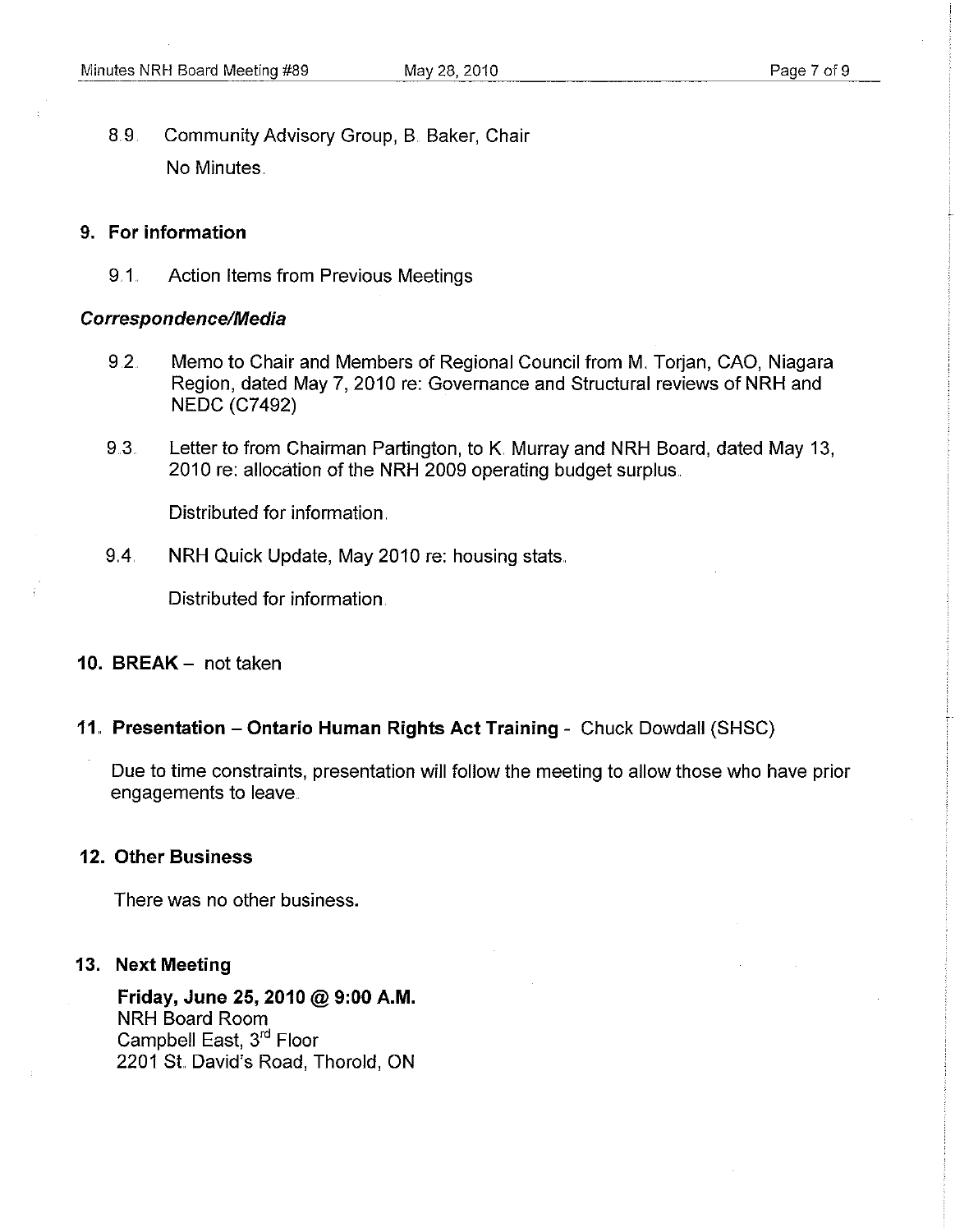8.9. Community Advisory Group, B. Baker, Chair

No Minutes.

## 9. For information

9.1. Action Items from Previous Meetings

### *Correspondence/Media*

9.2. Memo to Chair and Members of Regional Council from M. Torjan, CAO, Niagara Region, dated May 7, 2010 re: Governance and Structural reviews of NRH and NEDC (C7492)

9.3. Letter to from Chairman Partington, to K. Murray and NRH Board, dated May 13, 2010 re: allocation of the NRH 2009 operating budget surplus.

Distributed for information.

9.4. NRH Quick Update, May 2010 re: housing stats.

Distributed for information.

## 10. BREAK – not taken

## 11. Presentation – Ontario Human Rights Act Training - Chuck Dowdall (SHSC)

Due to time constraints, presentation will follow the meeting to allow those who have prior engagements to leave.

## 12. Other Business

There was no other business.

## 13. Next Meeting

**Friday, June 25, 2010 @ 9:00 A.M.**
NRH Board Room
Campbell East, 3rd Floor
2201 St. David's Road, Thorold, ON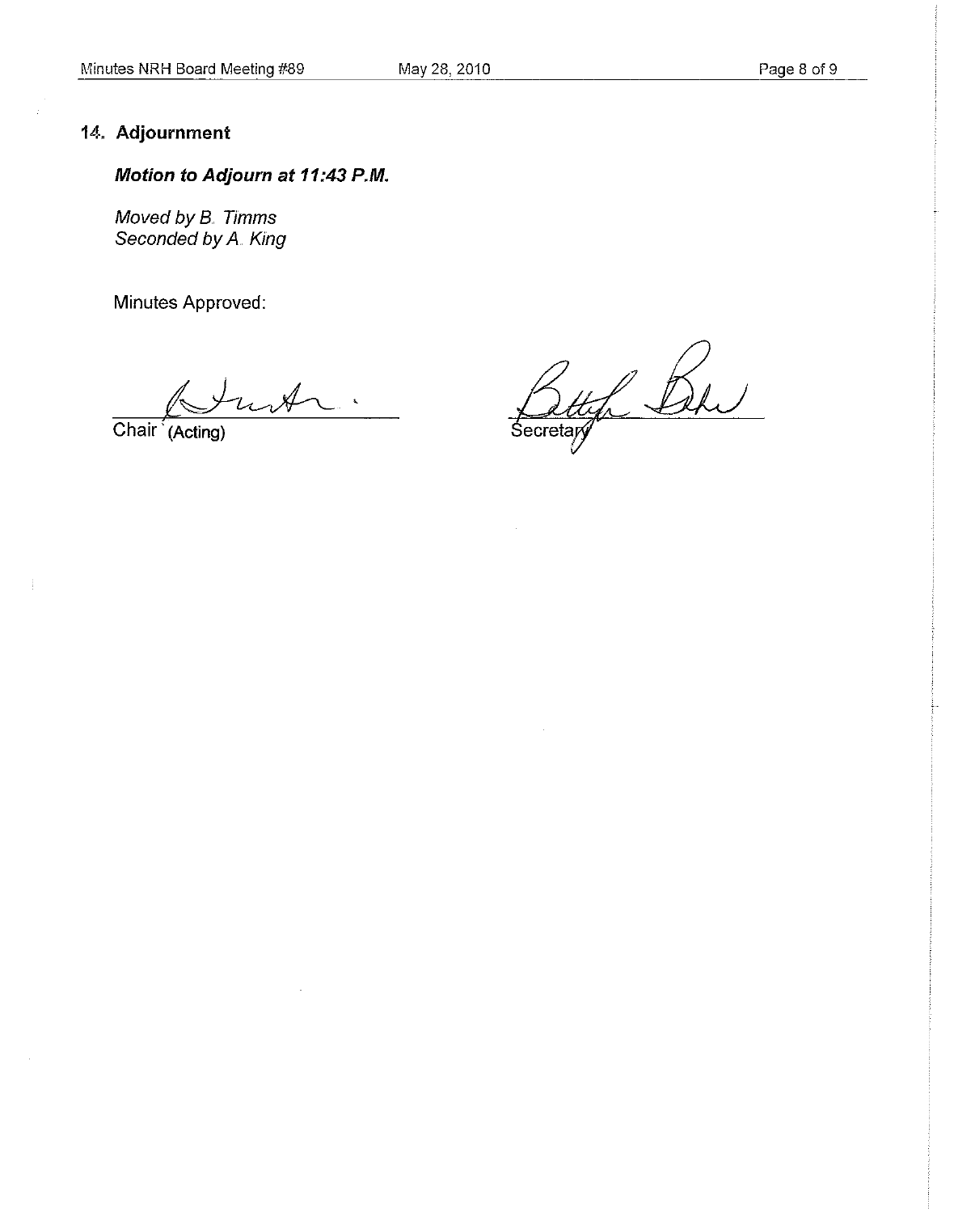## 14. Adjournment

***Motion to Adjourn at 11:43 P.M.***

*Moved by B. Timms*
*Seconded by A. King*

Minutes Approved:

Chair (Acting)

Secretary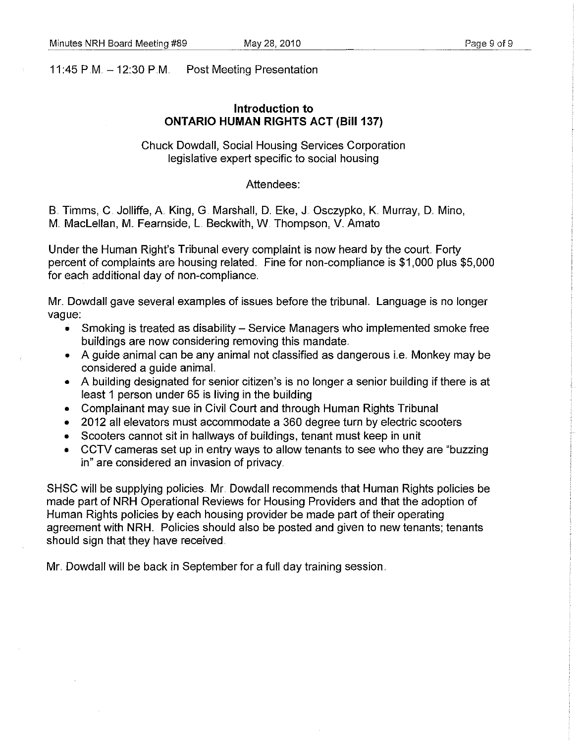11:45 P.M. – 12:30 P.M. Post Meeting Presentation

## Introduction to ONTARIO HUMAN RIGHTS ACT (Bill 137)

Chuck Dowdall, Social Housing Services Corporation
legislative expert specific to social housing

Attendees:

B. Timms, C. Jolliffe, A. King, G. Marshall, D. Eke, J. Osczypko, K. Murray, D. Mino, M. MacLellan, M. Fearnside, L. Beckwith, W. Thompson, V. Amato

Under the Human Right's Tribunal every complaint is now heard by the court. Forty percent of complaints are housing related. Fine for non-compliance is $1,000 plus $5,000 for each additional day of non-compliance.

Mr. Dowdall gave several examples of issues before the tribunal. Language is no longer vague:

- Smoking is treated as disability – Service Managers who implemented smoke free buildings are now considering removing this mandate.
- A guide animal can be any animal not classified as dangerous i.e. Monkey may be considered a guide animal.
- A building designated for senior citizen's is no longer a senior building if there is at least 1 person under 65 is living in the building
- Complainant may sue in Civil Court and through Human Rights Tribunal
- 2012 all elevators must accommodate a 360 degree turn by electric scooters
- Scooters cannot sit in hallways of buildings, tenant must keep in unit
- CCTV cameras set up in entry ways to allow tenants to see who they are "buzzing in" are considered an invasion of privacy.

SHSC will be supplying policies. Mr. Dowdall recommends that Human Rights policies be made part of NRH Operational Reviews for Housing Providers and that the adoption of Human Rights policies by each housing provider be made part of their operating agreement with NRH. Policies should also be posted and given to new tenants; tenants should sign that they have received.

Mr. Dowdall will be back in September for a full day training session.